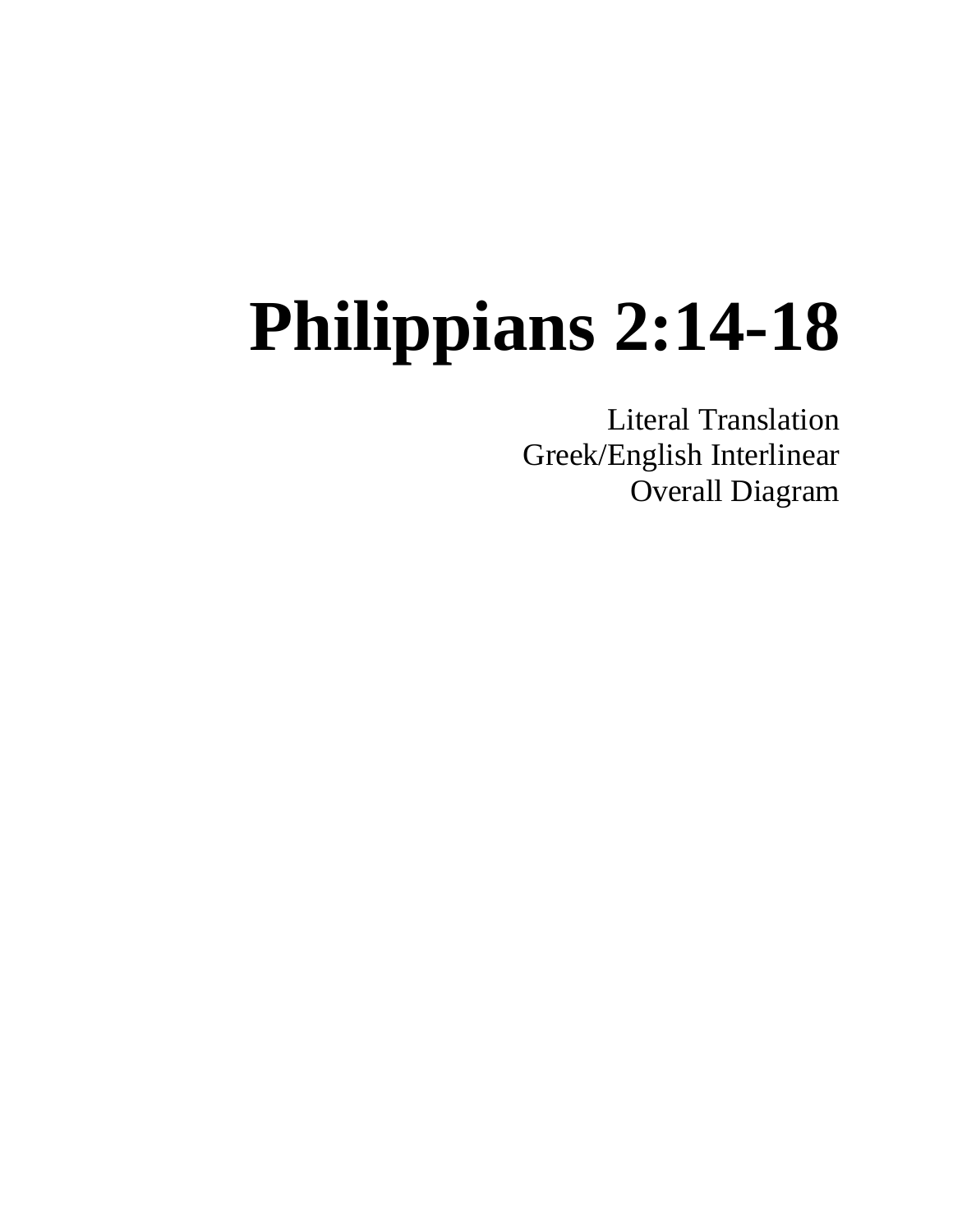# Philippians 2:14-18

Literal Translation
Greek/English Interlinear
Overall Diagram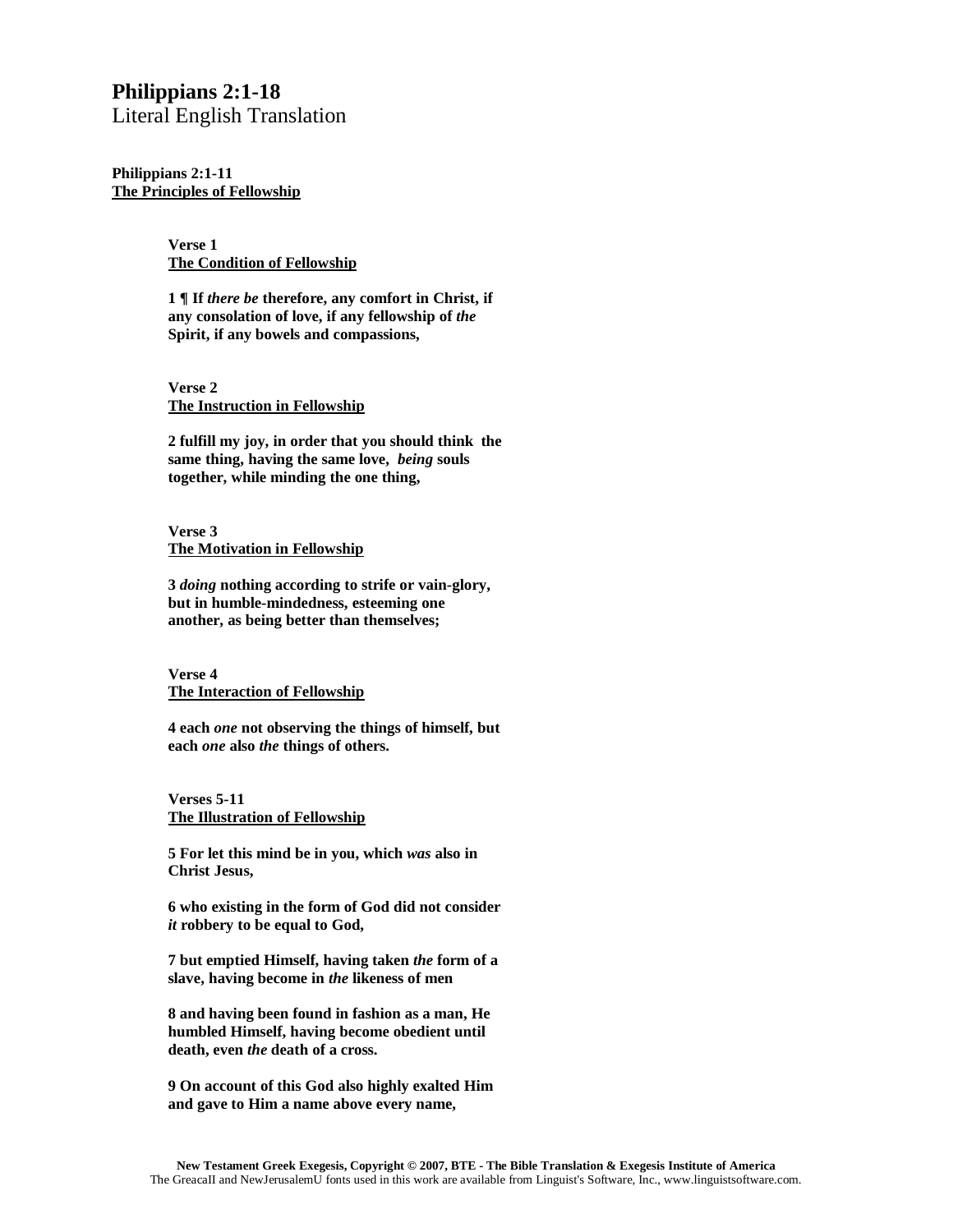# Philippians 2:1-18

Literal English Translation

**Philippians 2:1-11**
**The Principles of Fellowship**

**Verse 1**
**The Condition of Fellowship**

**1 ¶ If *there be* therefore, any comfort in Christ, if any consolation of love, if any fellowship of *the* Spirit, if any bowels and compassions,**

**Verse 2**
**The Instruction in Fellowship**

**2 fulfill my joy, in order that you should think the same thing, having the same love, *being* souls together, while minding the one thing,**

**Verse 3**
**The Motivation in Fellowship**

**3 *doing* nothing according to strife or vain-glory, but in humble-mindedness, esteeming one another, as being better than themselves;**

**Verse 4**
**The Interaction of Fellowship**

**4 each *one* not observing the things of himself, but each *one* also *the* things of others.**

**Verses 5-11**
**The Illustration of Fellowship**

**5 For let this mind be in you, which *was* also in Christ Jesus,**

**6 who existing in the form of God did not consider *it* robbery to be equal to God,**

**7 but emptied Himself, having taken *the* form of a slave, having become in *the* likeness of men**

**8 and having been found in fashion as a man, He humbled Himself, having become obedient until death, even *the* death of a cross.**

**9 On account of this God also highly exalted Him and gave to Him a name above every name,**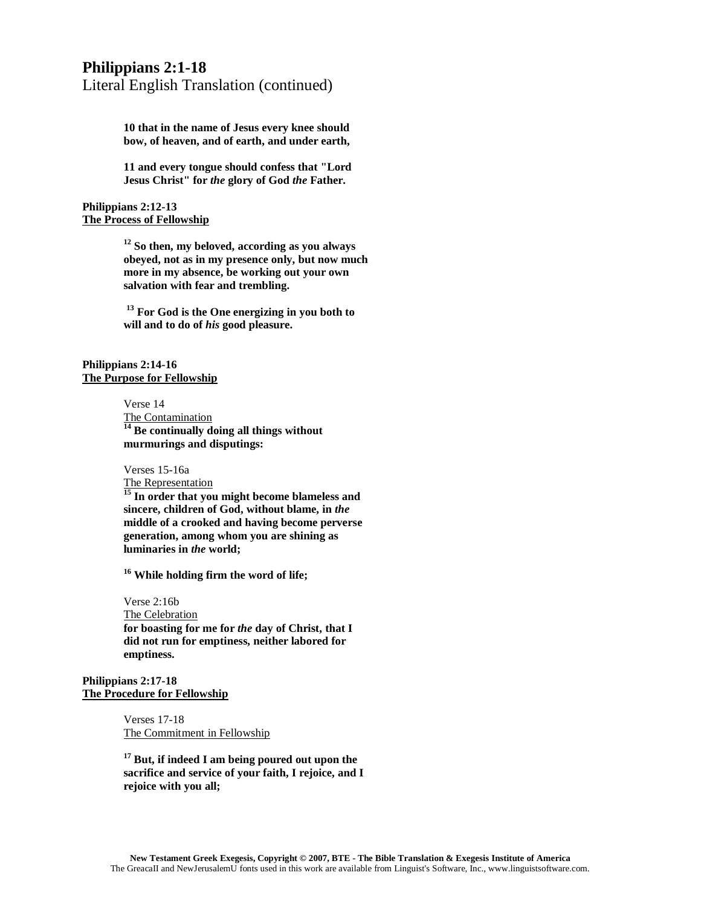## Philippians 2:1-18

Literal English Translation (continued)

**10 that in the name of Jesus every knee should bow, of heaven, and of earth, and under earth,**

**11 and every tongue should confess that "Lord Jesus Christ" for *the* glory of God *the* Father.**

**Philippians 2:12-13**
**The Process of Fellowship**

**12 So then, my beloved, according as you always obeyed, not as in my presence only, but now much more in my absence, be working out your own salvation with fear and trembling.**

**13 For God is the One energizing in you both to will and to do of *his* good pleasure.**

**Philippians 2:14-16**
**The Purpose for Fellowship**

Verse 14
The Contamination
**14 Be continually doing all things without murmurings and disputings:**

Verses 15-16a
The Representation
**15 In order that you might become blameless and sincere, children of God, without blame, in *the* middle of a crooked and having become perverse generation, among whom you are shining as luminaries in *the* world;**

**16 While holding firm the word of life;**

Verse 2:16b
The Celebration
**for boasting for me for *the* day of Christ, that I did not run for emptiness, neither labored for emptiness.**

**Philippians 2:17-18**
**The Procedure for Fellowship**

Verses 17-18
The Commitment in Fellowship

**17 But, if indeed I am being poured out upon the sacrifice and service of your faith, I rejoice, and I rejoice with you all;**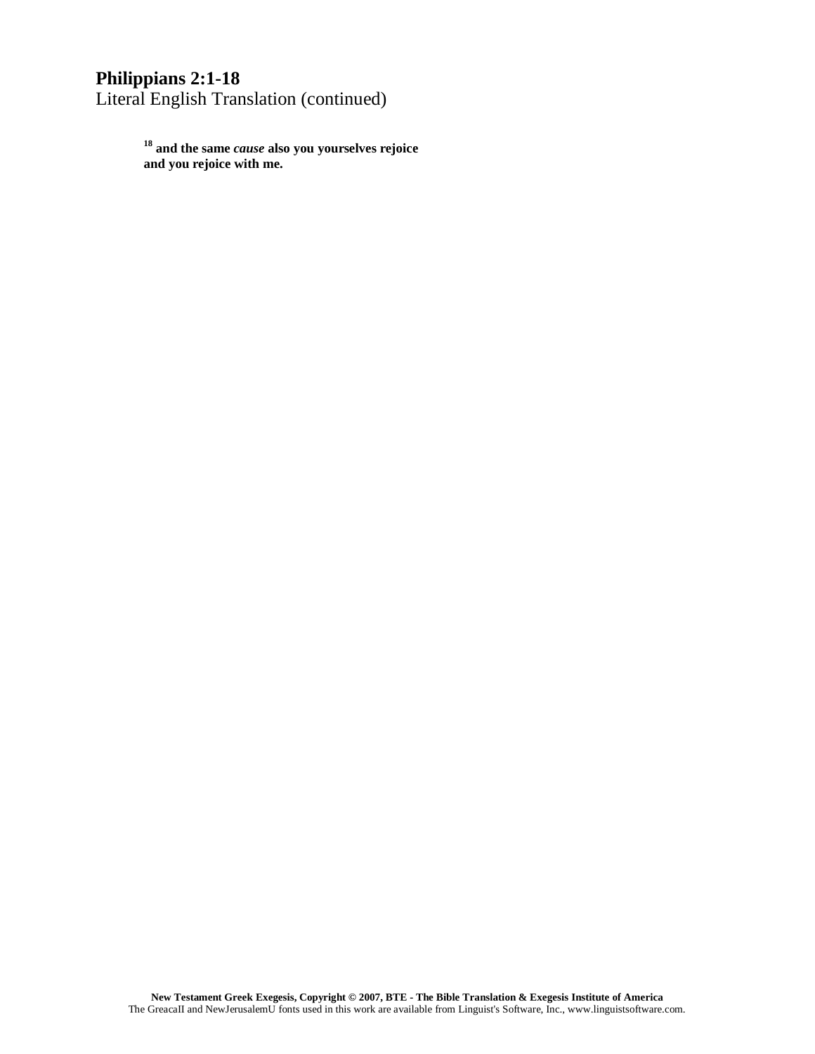**Philippians 2:1-18**
Literal English Translation (continued)

**[18] and the same *cause* also you yourselves rejoice and you rejoice with me.**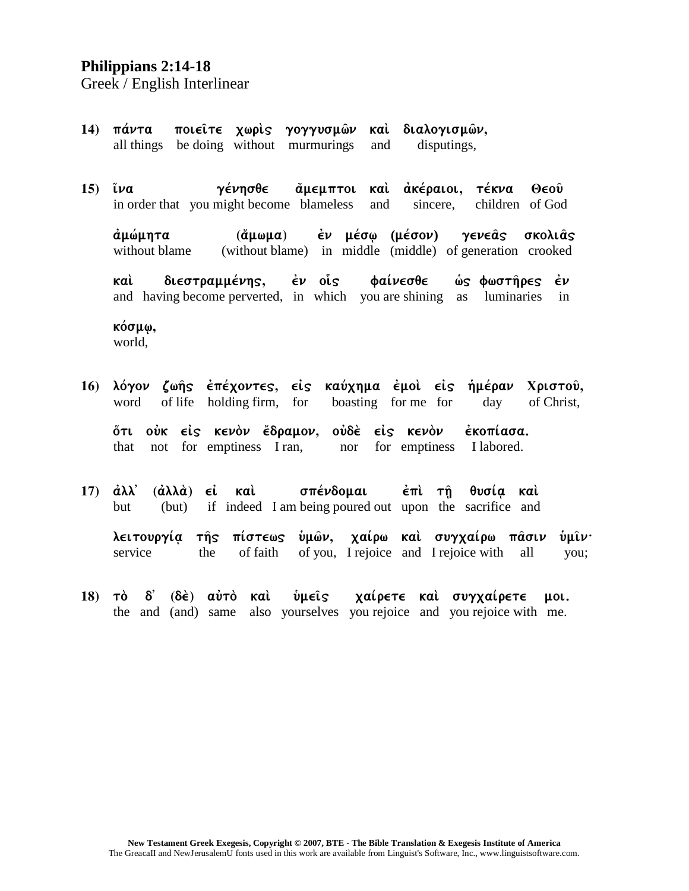**Philippians 2:14-18**
Greek / English Interlinear

**14)** πάντα ποιεῖτε χωρὶς γογγυσμῶν καὶ διαλογισμῶν,
all things be doing without murmurings and disputings,

**15)** ἵνα γένησθε ἄμεμπτοι καὶ ἀκέραιοι, τέκνα Θεοῦ
in order that you might become blameless and sincere, children of God

ἀμώμητα (ἄμωμα) ἐν μέσῳ (μέσον) γενεᾶς σκολιᾶς
without blame (without blame) in middle (middle) of generation crooked

καὶ διεστραμμένης, ἐν οἷς φαίνεσθε ὡς φωστῆρες ἐν
and having become perverted, in which you are shining as luminaries in

κόσμῳ,
world,

**16)** λόγον ζωῆς ἐπέχοντες, εἰς καύχημα ἐμοὶ εἰς ἡμέραν Χριστοῦ,
word of life holding firm, for boasting for me for day of Christ,

ὅτι οὐκ εἰς κενὸν ἔδραμον, οὐδὲ εἰς κενὸν ἐκοπίασα.
that not for emptiness I ran, nor for emptiness I labored.

**17)** ἀλλ᾽ (ἀλλὰ) εἰ καὶ σπένδομαι ἐπὶ τῇ θυσίᾳ καὶ
but (but) if indeed I am being poured out upon the sacrifice and

λειτουργίᾳ τῆς πίστεως ὑμῶν, χαίρω καὶ συγχαίρω πᾶσιν ὑμῖν·
service the of faith of you, I rejoice and I rejoice with all you;

**18)** τὸ δ᾽ (δὲ) αὐτὸ καὶ ὑμεῖς χαίρετε καὶ συγχαίρετέ μοι.
the and (and) same also yourselves you rejoice and you rejoice with me.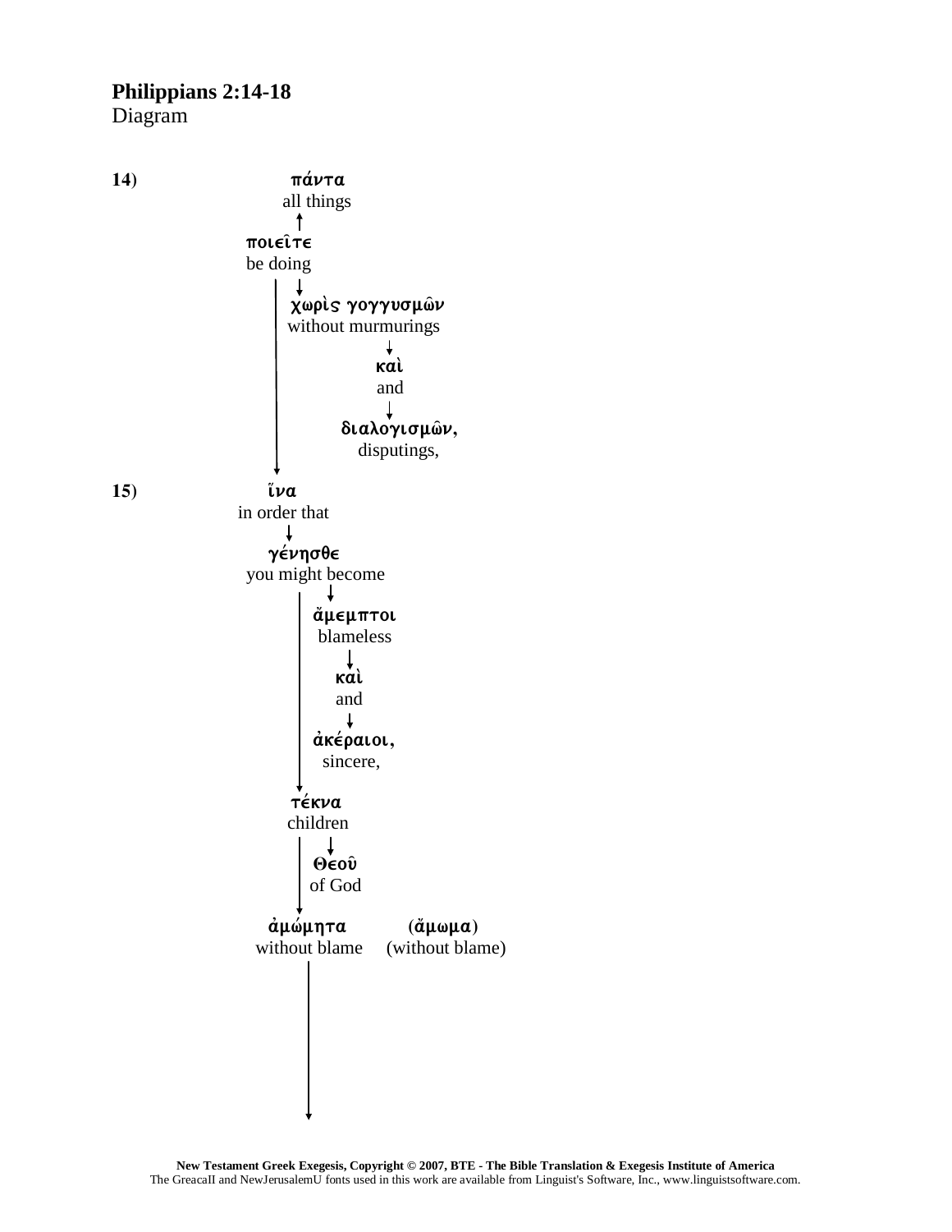**Philippians 2:14-18**
Diagram

**14)** πάντα
all things

ποιεῖτε
be doing

χωρὶς γογγυσμῶν
without murmurings

καὶ
and

διαλογισμῶν,
disputings,

**15)** ἵνα
in order that

γένησθε
you might become

ἄμεμπτοι
blameless

καὶ
and

ἀκέραιοι,
sincere,

τέκνα
children

Θεοῦ
of God

ἀμώμητα (ἄμωμα)
without blame (without blame)

**New Testament Greek Exegesis, Copyright © 2007, BTE - The Bible Translation & Exegesis Institute of America**
The GreacaII and NewJerusalemU fonts used in this work are available from Linguist's Software, Inc., www.linguistsoftware.com.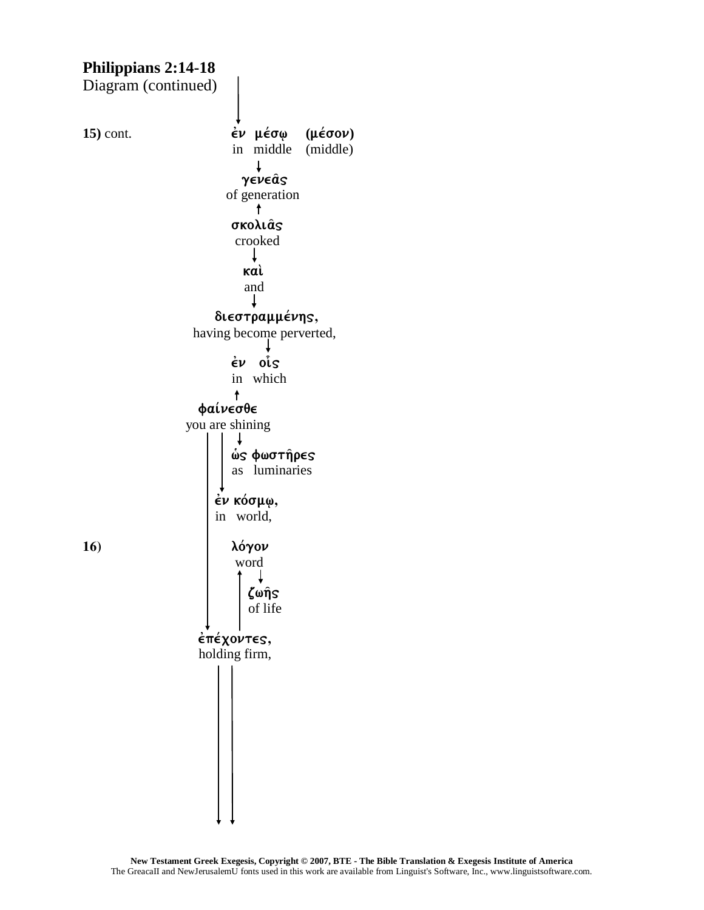**Philippians 2:14-18**
Diagram (continued)

**15)** cont.

**ἐν μέσῳ (μέσον)**
in middle (middle)

**γενεᾶς**
of generation

**σκολιᾶς**
crooked

**καὶ**
and

**διεστραμμένης,**
having become perverted,

**ἐν οἷς**
in which

**φαίνεσθε**
you are shining

**ὡς φωστῆρες**
as luminaries

**ἐν κόσμῳ,**
in world,

**16)**

**λόγον**
word

**ζωῆς**
of life

**ἐπέχοντες,**
holding firm,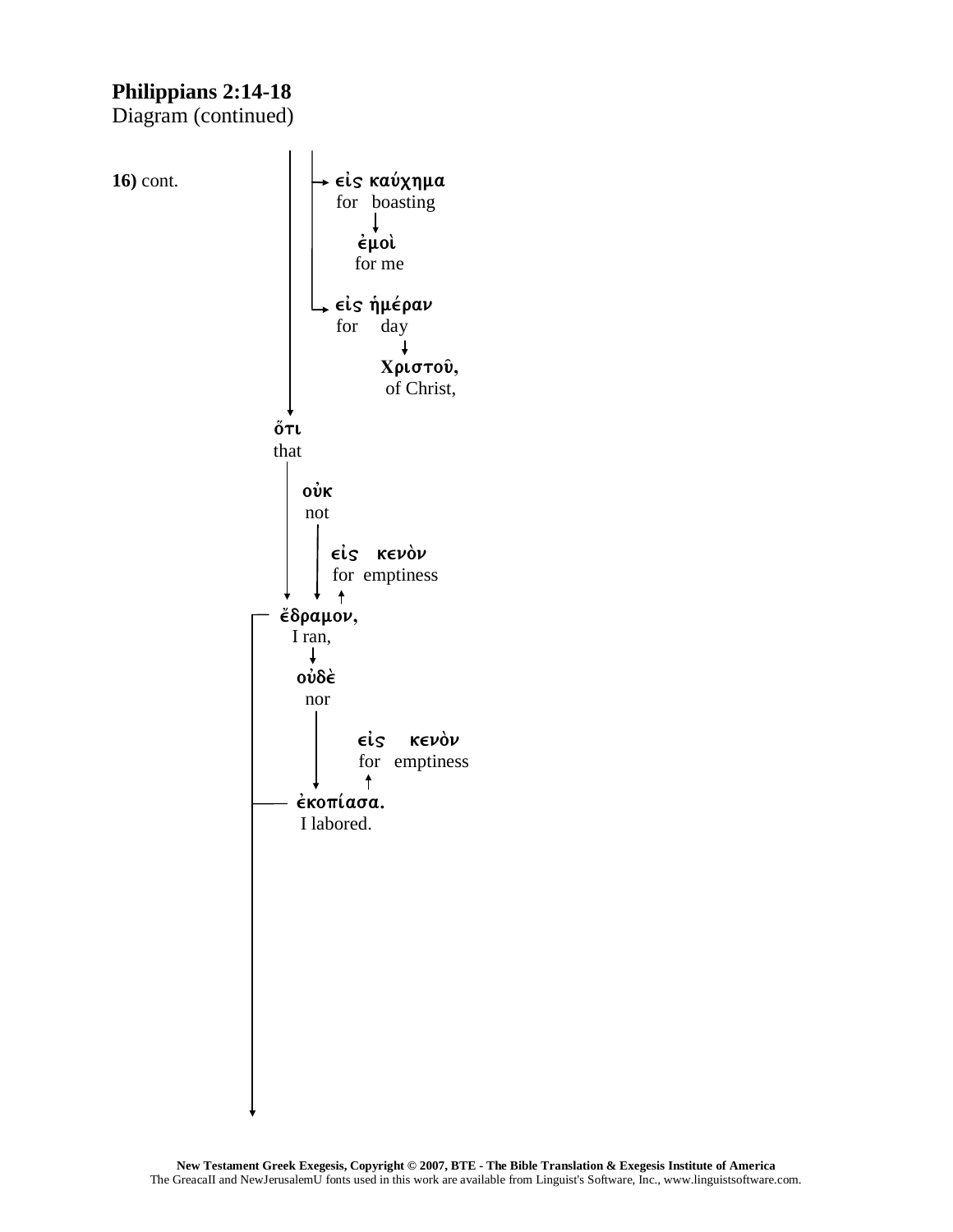# Philippians 2:14-18
Diagram (continued)

**16)** cont.

εἰς καύχημα
for boasting

ἐμοὶ
for me

εἰς ἡμέραν
for day

Χριστοῦ,
of Christ,

ὅτι
that

οὐκ
not

εἰς κενὸν
for emptiness

ἔδραμον,
I ran,

οὐδὲ
nor

εἰς κενὸν
for emptiness

ἐκοπίασα.
I labored.

**New Testament Greek Exegesis, Copyright © 2007, BTE - The Bible Translation & Exegesis Institute of America**
The GreacaII and NewJerusalemU fonts used in this work are available from Linguist's Software, Inc., www.linguistsoftware.com.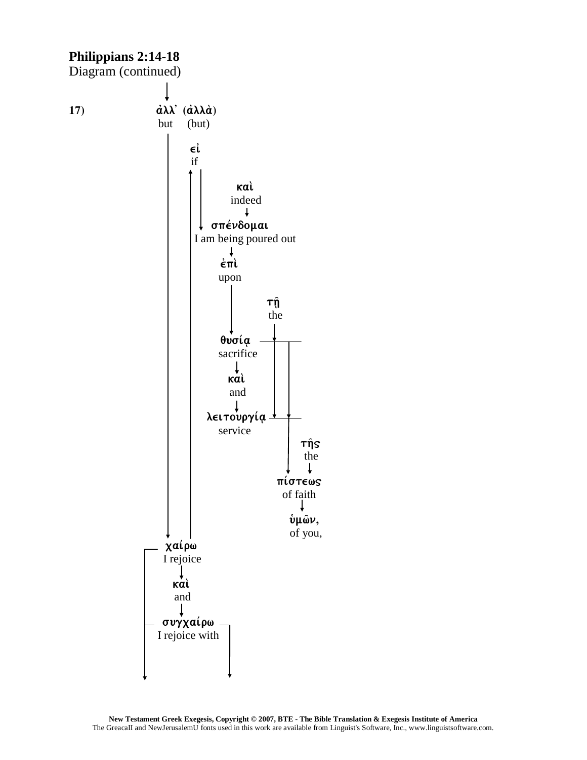**Philippians 2:14-18**
Diagram (continued)

**17)**

ἀλλ᾽ (ἀλλὰ)
but (but)

εἰ
if

καὶ
indeed

σπένδομαι
I am being poured out

ἐπὶ
upon

τῇ
the

θυσίᾳ
sacrifice

καὶ
and

λειτουργίᾳ
service

τῆς
the

πίστεως
of faith

ὑμῶν,
of you,

χαίρω
I rejoice

καὶ
and

συγχαίρω
I rejoice with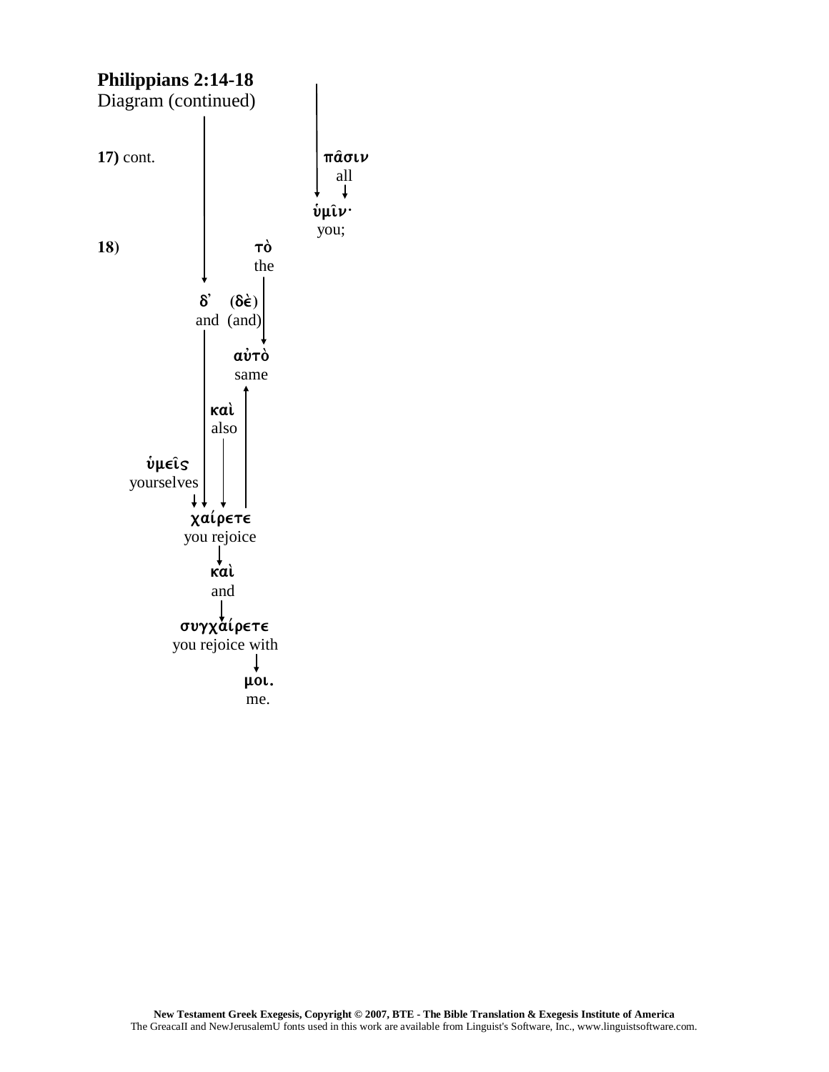**Philippians 2:14-18**
Diagram (continued)

**17)** cont.

πᾶσιν
all

ὑμῖν·
you;

**18)**

τὸ
the

δ' (δὲ)
and (and)

αὐτὸ
same

καὶ
also

ὑμεῖς
yourselves

χαίρετε
you rejoice

καὶ
and

συγχαίρετε
you rejoice with

μοι.
me.